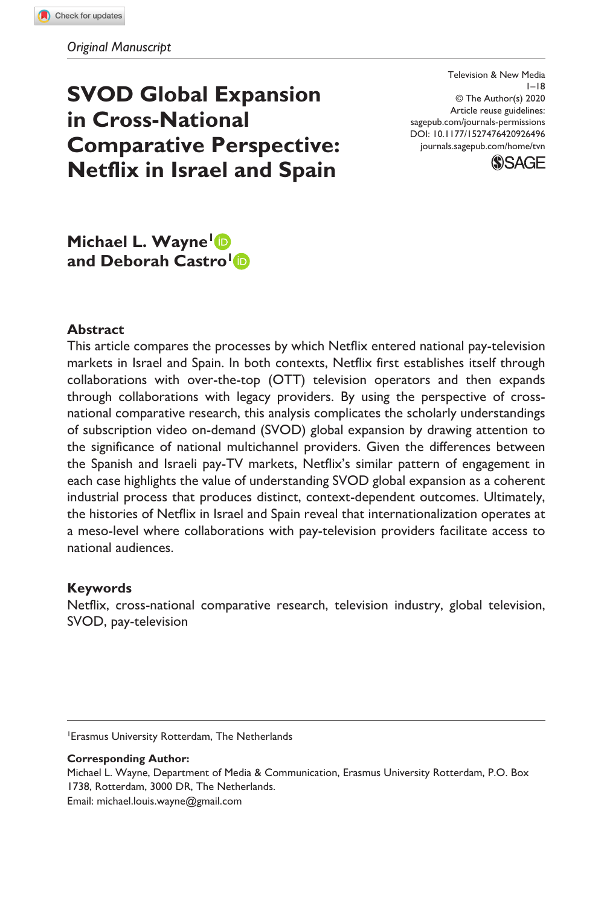*Original Manuscript*

# SVOD Global Expansion in Cross-National Comparative Perspective: Netflix in Israel and Spain

Television & New Media
1–18
© The Author(s) 2020
Article reuse guidelines:
sagepub.com/journals-permissions
DOI: 10.1177/1527476420926496
journals.sagepub.com/home/tvn

**Michael L. Wayne[1] and Deborah Castro[1]**

## Abstract

This article compares the processes by which Netflix entered national pay-television markets in Israel and Spain. In both contexts, Netflix first establishes itself through collaborations with over-the-top (OTT) television operators and then expands through collaborations with legacy providers. By using the perspective of cross-national comparative research, this analysis complicates the scholarly understandings of subscription video on-demand (SVOD) global expansion by drawing attention to the significance of national multichannel providers. Given the differences between the Spanish and Israeli pay-TV markets, Netflix's similar pattern of engagement in each case highlights the value of understanding SVOD global expansion as a coherent industrial process that produces distinct, context-dependent outcomes. Ultimately, the histories of Netflix in Israel and Spain reveal that internationalization operates at a meso-level where collaborations with pay-television providers facilitate access to national audiences.

## Keywords

Netflix, cross-national comparative research, television industry, global television, SVOD, pay-television

---

[1]Erasmus University Rotterdam, The Netherlands

**Corresponding Author:**
Michael L. Wayne, Department of Media & Communication, Erasmus University Rotterdam, P.O. Box 1738, Rotterdam, 3000 DR, The Netherlands.
Email: michael.louis.wayne@gmail.com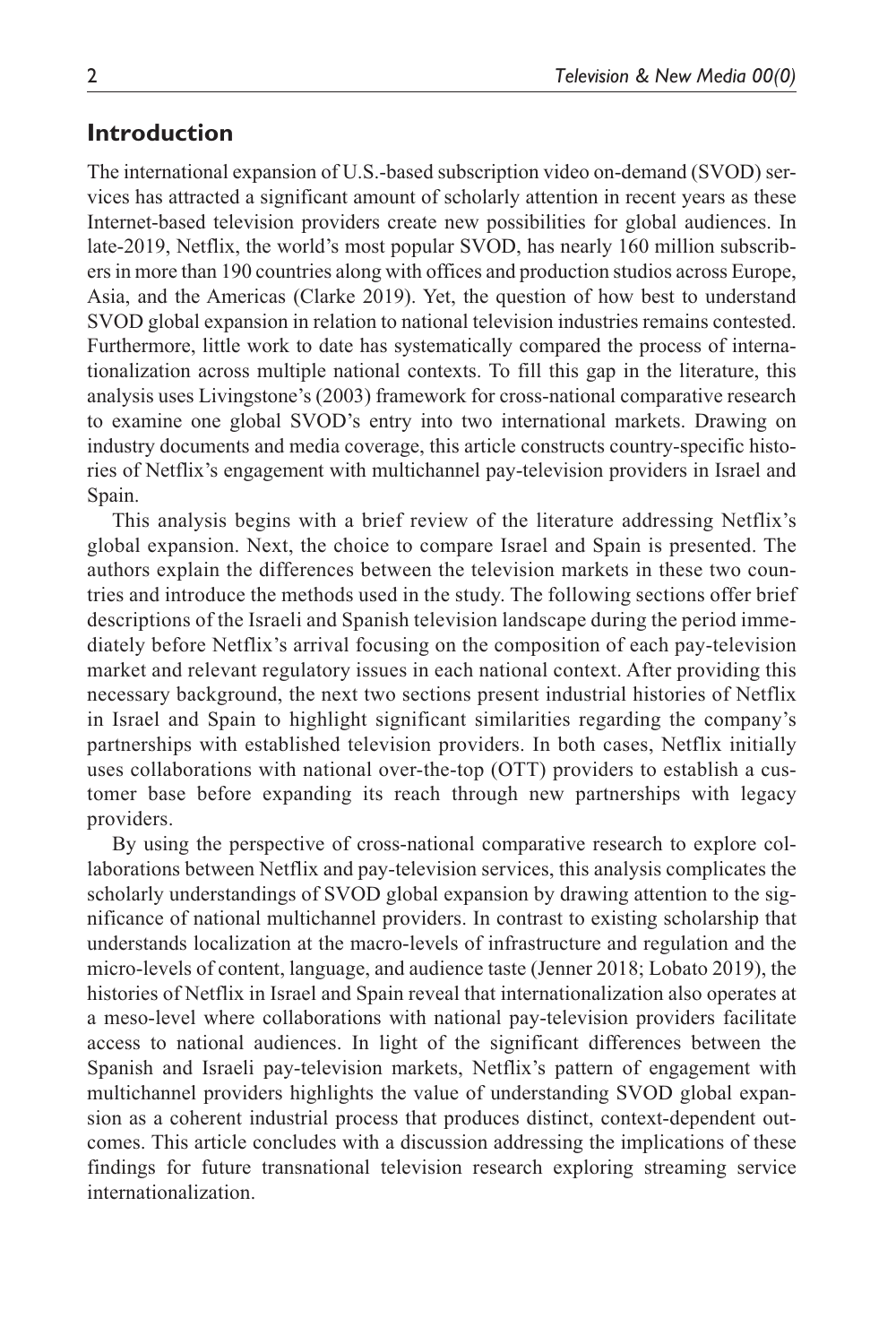## Introduction

The international expansion of U.S.-based subscription video on-demand (SVOD) services has attracted a significant amount of scholarly attention in recent years as these Internet-based television providers create new possibilities for global audiences. In late-2019, Netflix, the world's most popular SVOD, has nearly 160 million subscribers in more than 190 countries along with offices and production studios across Europe, Asia, and the Americas (Clarke 2019). Yet, the question of how best to understand SVOD global expansion in relation to national television industries remains contested. Furthermore, little work to date has systematically compared the process of internationalization across multiple national contexts. To fill this gap in the literature, this analysis uses Livingstone's (2003) framework for cross-national comparative research to examine one global SVOD's entry into two international markets. Drawing on industry documents and media coverage, this article constructs country-specific histories of Netflix's engagement with multichannel pay-television providers in Israel and Spain.

This analysis begins with a brief review of the literature addressing Netflix's global expansion. Next, the choice to compare Israel and Spain is presented. The authors explain the differences between the television markets in these two countries and introduce the methods used in the study. The following sections offer brief descriptions of the Israeli and Spanish television landscape during the period immediately before Netflix's arrival focusing on the composition of each pay-television market and relevant regulatory issues in each national context. After providing this necessary background, the next two sections present industrial histories of Netflix in Israel and Spain to highlight significant similarities regarding the company's partnerships with established television providers. In both cases, Netflix initially uses collaborations with national over-the-top (OTT) providers to establish a customer base before expanding its reach through new partnerships with legacy providers.

By using the perspective of cross-national comparative research to explore collaborations between Netflix and pay-television services, this analysis complicates the scholarly understandings of SVOD global expansion by drawing attention to the significance of national multichannel providers. In contrast to existing scholarship that understands localization at the macro-levels of infrastructure and regulation and the micro-levels of content, language, and audience taste (Jenner 2018; Lobato 2019), the histories of Netflix in Israel and Spain reveal that internationalization also operates at a meso-level where collaborations with national pay-television providers facilitate access to national audiences. In light of the significant differences between the Spanish and Israeli pay-television markets, Netflix's pattern of engagement with multichannel providers highlights the value of understanding SVOD global expansion as a coherent industrial process that produces distinct, context-dependent outcomes. This article concludes with a discussion addressing the implications of these findings for future transnational television research exploring streaming service internationalization.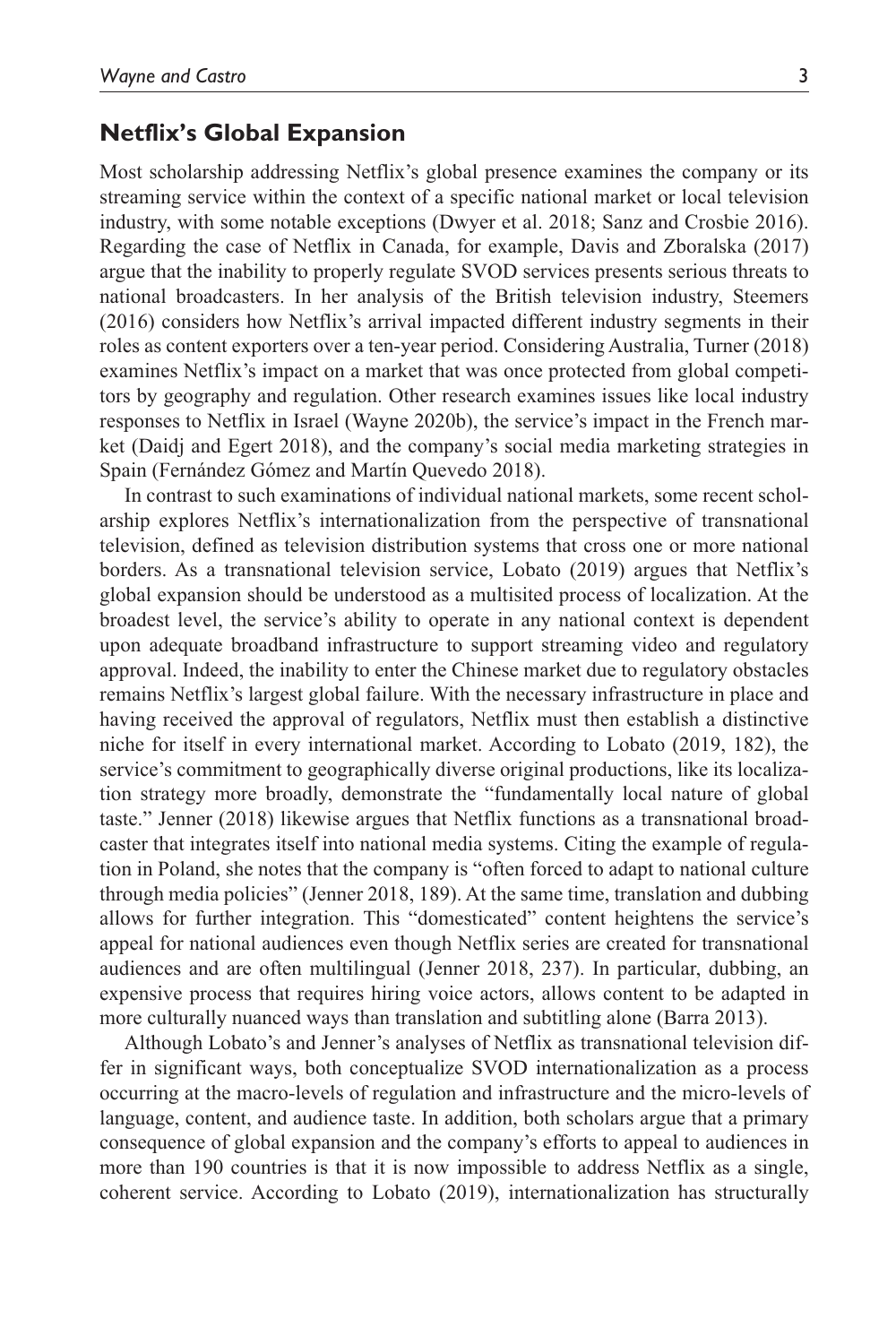## Netflix's Global Expansion

Most scholarship addressing Netflix's global presence examines the company or its streaming service within the context of a specific national market or local television industry, with some notable exceptions (Dwyer et al. 2018; Sanz and Crosbie 2016). Regarding the case of Netflix in Canada, for example, Davis and Zboralska (2017) argue that the inability to properly regulate SVOD services presents serious threats to national broadcasters. In her analysis of the British television industry, Steemers (2016) considers how Netflix's arrival impacted different industry segments in their roles as content exporters over a ten-year period. Considering Australia, Turner (2018) examines Netflix's impact on a market that was once protected from global competitors by geography and regulation. Other research examines issues like local industry responses to Netflix in Israel (Wayne 2020b), the service's impact in the French market (Daidj and Egert 2018), and the company's social media marketing strategies in Spain (Fernández Gómez and Martín Quevedo 2018).

In contrast to such examinations of individual national markets, some recent scholarship explores Netflix's internationalization from the perspective of transnational television, defined as television distribution systems that cross one or more national borders. As a transnational television service, Lobato (2019) argues that Netflix's global expansion should be understood as a multisited process of localization. At the broadest level, the service's ability to operate in any national context is dependent upon adequate broadband infrastructure to support streaming video and regulatory approval. Indeed, the inability to enter the Chinese market due to regulatory obstacles remains Netflix's largest global failure. With the necessary infrastructure in place and having received the approval of regulators, Netflix must then establish a distinctive niche for itself in every international market. According to Lobato (2019, 182), the service's commitment to geographically diverse original productions, like its localization strategy more broadly, demonstrate the "fundamentally local nature of global taste." Jenner (2018) likewise argues that Netflix functions as a transnational broadcaster that integrates itself into national media systems. Citing the example of regulation in Poland, she notes that the company is "often forced to adapt to national culture through media policies" (Jenner 2018, 189). At the same time, translation and dubbing allows for further integration. This "domesticated" content heightens the service's appeal for national audiences even though Netflix series are created for transnational audiences and are often multilingual (Jenner 2018, 237). In particular, dubbing, an expensive process that requires hiring voice actors, allows content to be adapted in more culturally nuanced ways than translation and subtitling alone (Barra 2013).

Although Lobato's and Jenner's analyses of Netflix as transnational television differ in significant ways, both conceptualize SVOD internationalization as a process occurring at the macro-levels of regulation and infrastructure and the micro-levels of language, content, and audience taste. In addition, both scholars argue that a primary consequence of global expansion and the company's efforts to appeal to audiences in more than 190 countries is that it is now impossible to address Netflix as a single, coherent service. According to Lobato (2019), internationalization has structurally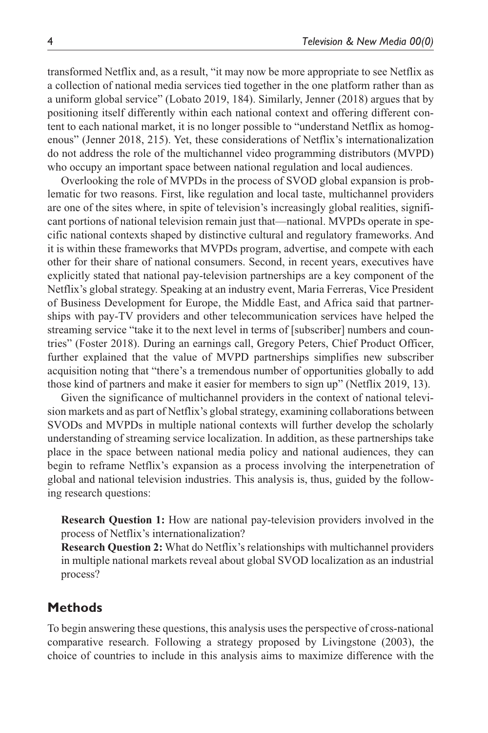transformed Netflix and, as a result, "it may now be more appropriate to see Netflix as a collection of national media services tied together in the one platform rather than as a uniform global service" (Lobato 2019, 184). Similarly, Jenner (2018) argues that by positioning itself differently within each national context and offering different content to each national market, it is no longer possible to "understand Netflix as homogenous" (Jenner 2018, 215). Yet, these considerations of Netflix's internationalization do not address the role of the multichannel video programming distributors (MVPD) who occupy an important space between national regulation and local audiences.

Overlooking the role of MVPDs in the process of SVOD global expansion is problematic for two reasons. First, like regulation and local taste, multichannel providers are one of the sites where, in spite of television's increasingly global realities, significant portions of national television remain just that—national. MVPDs operate in specific national contexts shaped by distinctive cultural and regulatory frameworks. And it is within these frameworks that MVPDs program, advertise, and compete with each other for their share of national consumers. Second, in recent years, executives have explicitly stated that national pay-television partnerships are a key component of the Netflix's global strategy. Speaking at an industry event, Maria Ferreras, Vice President of Business Development for Europe, the Middle East, and Africa said that partnerships with pay-TV providers and other telecommunication services have helped the streaming service "take it to the next level in terms of [subscriber] numbers and countries" (Foster 2018). During an earnings call, Gregory Peters, Chief Product Officer, further explained that the value of MVPD partnerships simplifies new subscriber acquisition noting that "there's a tremendous number of opportunities globally to add those kind of partners and make it easier for members to sign up" (Netflix 2019, 13).

Given the significance of multichannel providers in the context of national television markets and as part of Netflix's global strategy, examining collaborations between SVODs and MVPDs in multiple national contexts will further develop the scholarly understanding of streaming service localization. In addition, as these partnerships take place in the space between national media policy and national audiences, they can begin to reframe Netflix's expansion as a process involving the interpenetration of global and national television industries. This analysis is, thus, guided by the following research questions:

**Research Question 1:** How are national pay-television providers involved in the process of Netflix's internationalization?

**Research Question 2:** What do Netflix's relationships with multichannel providers in multiple national markets reveal about global SVOD localization as an industrial process?

## Methods

To begin answering these questions, this analysis uses the perspective of cross-national comparative research. Following a strategy proposed by Livingstone (2003), the choice of countries to include in this analysis aims to maximize difference with the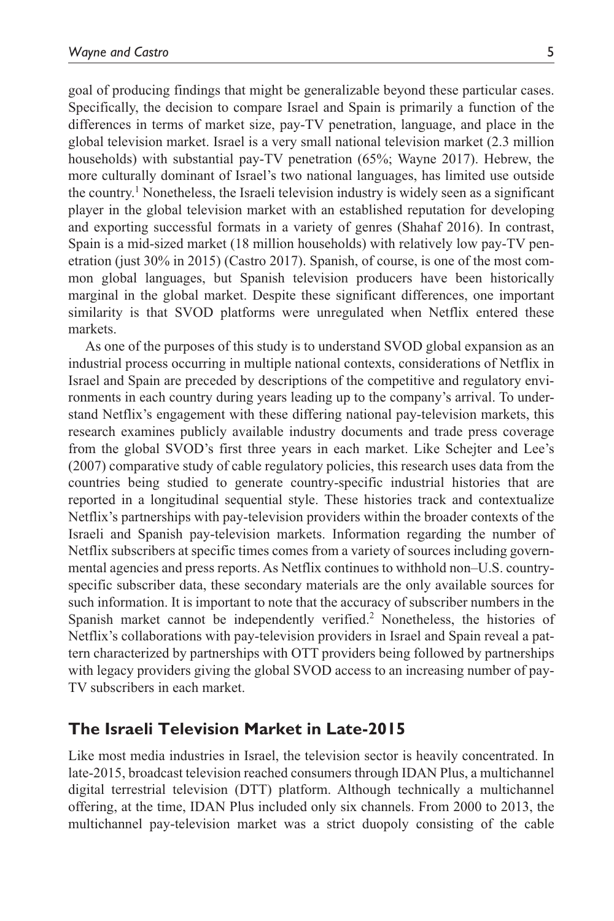goal of producing findings that might be generalizable beyond these particular cases. Specifically, the decision to compare Israel and Spain is primarily a function of the differences in terms of market size, pay-TV penetration, language, and place in the global television market. Israel is a very small national television market (2.3 million households) with substantial pay-TV penetration (65%; Wayne 2017). Hebrew, the more culturally dominant of Israel's two national languages, has limited use outside the country.[1] Nonetheless, the Israeli television industry is widely seen as a significant player in the global television market with an established reputation for developing and exporting successful formats in a variety of genres (Shahaf 2016). In contrast, Spain is a mid-sized market (18 million households) with relatively low pay-TV penetration (just 30% in 2015) (Castro 2017). Spanish, of course, is one of the most common global languages, but Spanish television producers have been historically marginal in the global market. Despite these significant differences, one important similarity is that SVOD platforms were unregulated when Netflix entered these markets.

As one of the purposes of this study is to understand SVOD global expansion as an industrial process occurring in multiple national contexts, considerations of Netflix in Israel and Spain are preceded by descriptions of the competitive and regulatory environments in each country during years leading up to the company's arrival. To understand Netflix's engagement with these differing national pay-television markets, this research examines publicly available industry documents and trade press coverage from the global SVOD's first three years in each market. Like Schejter and Lee's (2007) comparative study of cable regulatory policies, this research uses data from the countries being studied to generate country-specific industrial histories that are reported in a longitudinal sequential style. These histories track and contextualize Netflix's partnerships with pay-television providers within the broader contexts of the Israeli and Spanish pay-television markets. Information regarding the number of Netflix subscribers at specific times comes from a variety of sources including governmental agencies and press reports. As Netflix continues to withhold non–U.S. country-specific subscriber data, these secondary materials are the only available sources for such information. It is important to note that the accuracy of subscriber numbers in the Spanish market cannot be independently verified.[2] Nonetheless, the histories of Netflix's collaborations with pay-television providers in Israel and Spain reveal a pattern characterized by partnerships with OTT providers being followed by partnerships with legacy providers giving the global SVOD access to an increasing number of pay-TV subscribers in each market.

## The Israeli Television Market in Late-2015

Like most media industries in Israel, the television sector is heavily concentrated. In late-2015, broadcast television reached consumers through IDAN Plus, a multichannel digital terrestrial television (DTT) platform. Although technically a multichannel offering, at the time, IDAN Plus included only six channels. From 2000 to 2013, the multichannel pay-television market was a strict duopoly consisting of the cable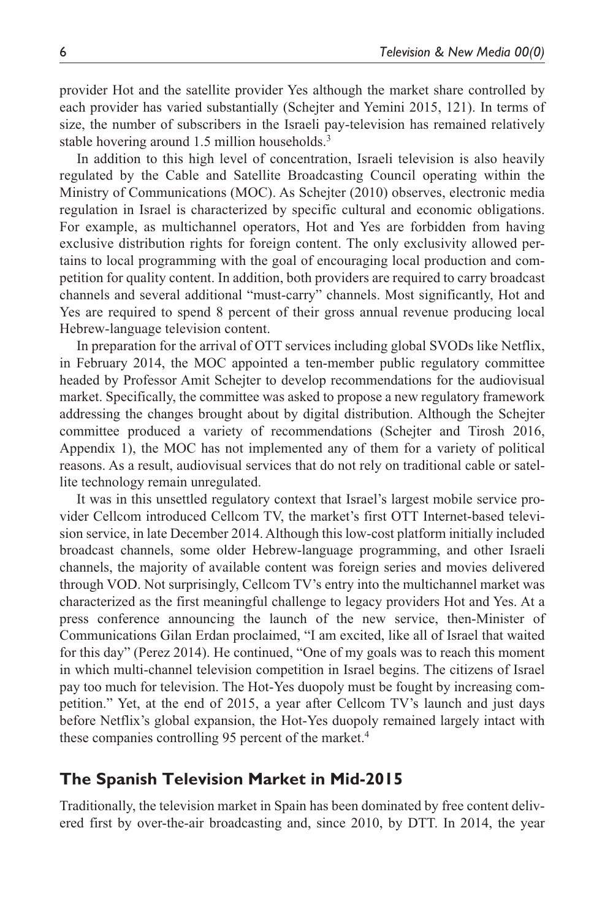provider Hot and the satellite provider Yes although the market share controlled by each provider has varied substantially (Schejter and Yemini 2015, 121). In terms of size, the number of subscribers in the Israeli pay-television has remained relatively stable hovering around 1.5 million households.[3]

In addition to this high level of concentration, Israeli television is also heavily regulated by the Cable and Satellite Broadcasting Council operating within the Ministry of Communications (MOC). As Schejter (2010) observes, electronic media regulation in Israel is characterized by specific cultural and economic obligations. For example, as multichannel operators, Hot and Yes are forbidden from having exclusive distribution rights for foreign content. The only exclusivity allowed pertains to local programming with the goal of encouraging local production and competition for quality content. In addition, both providers are required to carry broadcast channels and several additional "must-carry" channels. Most significantly, Hot and Yes are required to spend 8 percent of their gross annual revenue producing local Hebrew-language television content.

In preparation for the arrival of OTT services including global SVODs like Netflix, in February 2014, the MOC appointed a ten-member public regulatory committee headed by Professor Amit Schejter to develop recommendations for the audiovisual market. Specifically, the committee was asked to propose a new regulatory framework addressing the changes brought about by digital distribution. Although the Schejter committee produced a variety of recommendations (Schejter and Tirosh 2016, Appendix 1), the MOC has not implemented any of them for a variety of political reasons. As a result, audiovisual services that do not rely on traditional cable or satellite technology remain unregulated.

It was in this unsettled regulatory context that Israel's largest mobile service provider Cellcom introduced Cellcom TV, the market's first OTT Internet-based television service, in late December 2014. Although this low-cost platform initially included broadcast channels, some older Hebrew-language programming, and other Israeli channels, the majority of available content was foreign series and movies delivered through VOD. Not surprisingly, Cellcom TV's entry into the multichannel market was characterized as the first meaningful challenge to legacy providers Hot and Yes. At a press conference announcing the launch of the new service, then-Minister of Communications Gilan Erdan proclaimed, "I am excited, like all of Israel that waited for this day" (Perez 2014). He continued, "One of my goals was to reach this moment in which multi-channel television competition in Israel begins. The citizens of Israel pay too much for television. The Hot-Yes duopoly must be fought by increasing competition." Yet, at the end of 2015, a year after Cellcom TV's launch and just days before Netflix's global expansion, the Hot-Yes duopoly remained largely intact with these companies controlling 95 percent of the market.[4]

## The Spanish Television Market in Mid-2015

Traditionally, the television market in Spain has been dominated by free content delivered first by over-the-air broadcasting and, since 2010, by DTT. In 2014, the year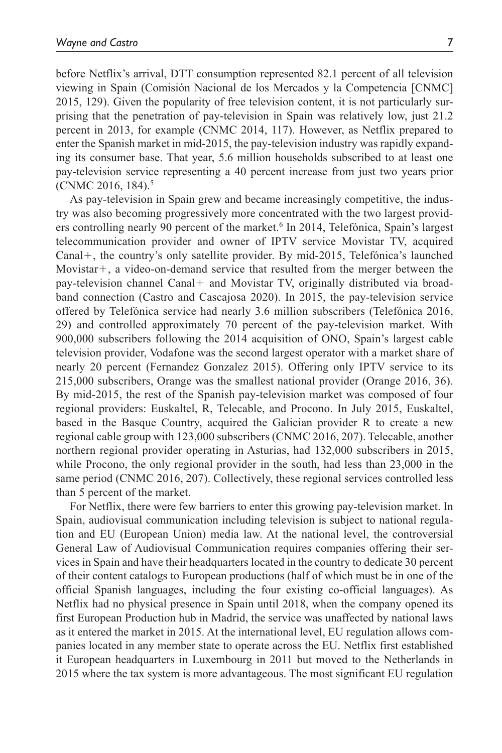before Netflix's arrival, DTT consumption represented 82.1 percent of all television viewing in Spain (Comisión Nacional de los Mercados y la Competencia [CNMC] 2015, 129). Given the popularity of free television content, it is not particularly surprising that the penetration of pay-television in Spain was relatively low, just 21.2 percent in 2013, for example (CNMC 2014, 117). However, as Netflix prepared to enter the Spanish market in mid-2015, the pay-television industry was rapidly expanding its consumer base. That year, 5.6 million households subscribed to at least one pay-television service representing a 40 percent increase from just two years prior (CNMC 2016, 184).[5]

As pay-television in Spain grew and became increasingly competitive, the industry was also becoming progressively more concentrated with the two largest providers controlling nearly 90 percent of the market.[6] In 2014, Telefónica, Spain's largest telecommunication provider and owner of IPTV service Movistar TV, acquired Canal+, the country's only satellite provider. By mid-2015, Telefónica's launched Movistar+, a video-on-demand service that resulted from the merger between the pay-television channel Canal+ and Movistar TV, originally distributed via broadband connection (Castro and Cascajosa 2020). In 2015, the pay-television service offered by Telefónica service had nearly 3.6 million subscribers (Telefónica 2016, 29) and controlled approximately 70 percent of the pay-television market. With 900,000 subscribers following the 2014 acquisition of ONO, Spain's largest cable television provider, Vodafone was the second largest operator with a market share of nearly 20 percent (Fernandez Gonzalez 2015). Offering only IPTV service to its 215,000 subscribers, Orange was the smallest national provider (Orange 2016, 36). By mid-2015, the rest of the Spanish pay-television market was composed of four regional providers: Euskaltel, R, Telecable, and Procono. In July 2015, Euskaltel, based in the Basque Country, acquired the Galician provider R to create a new regional cable group with 123,000 subscribers (CNMC 2016, 207). Telecable, another northern regional provider operating in Asturias, had 132,000 subscribers in 2015, while Procono, the only regional provider in the south, had less than 23,000 in the same period (CNMC 2016, 207). Collectively, these regional services controlled less than 5 percent of the market.

For Netflix, there were few barriers to enter this growing pay-television market. In Spain, audiovisual communication including television is subject to national regulation and EU (European Union) media law. At the national level, the controversial General Law of Audiovisual Communication requires companies offering their services in Spain and have their headquarters located in the country to dedicate 30 percent of their content catalogs to European productions (half of which must be in one of the official Spanish languages, including the four existing co-official languages). As Netflix had no physical presence in Spain until 2018, when the company opened its first European Production hub in Madrid, the service was unaffected by national laws as it entered the market in 2015. At the international level, EU regulation allows companies located in any member state to operate across the EU. Netflix first established it European headquarters in Luxembourg in 2011 but moved to the Netherlands in 2015 where the tax system is more advantageous. The most significant EU regulation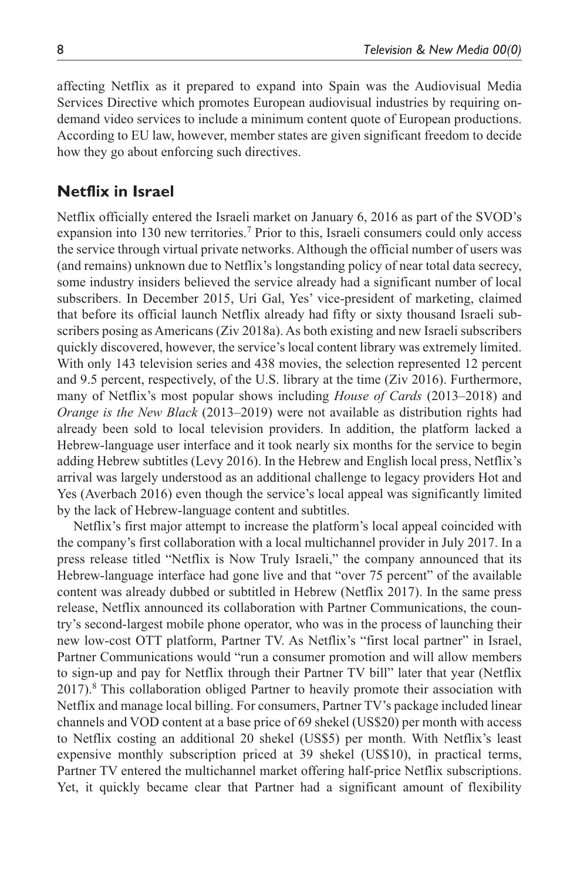affecting Netflix as it prepared to expand into Spain was the Audiovisual Media Services Directive which promotes European audiovisual industries by requiring on-demand video services to include a minimum content quote of European productions. According to EU law, however, member states are given significant freedom to decide how they go about enforcing such directives.

## Netflix in Israel

Netflix officially entered the Israeli market on January 6, 2016 as part of the SVOD's expansion into 130 new territories.[7] Prior to this, Israeli consumers could only access the service through virtual private networks. Although the official number of users was (and remains) unknown due to Netflix's longstanding policy of near total data secrecy, some industry insiders believed the service already had a significant number of local subscribers. In December 2015, Uri Gal, Yes' vice-president of marketing, claimed that before its official launch Netflix already had fifty or sixty thousand Israeli subscribers posing as Americans (Ziv 2018a). As both existing and new Israeli subscribers quickly discovered, however, the service's local content library was extremely limited. With only 143 television series and 438 movies, the selection represented 12 percent and 9.5 percent, respectively, of the U.S. library at the time (Ziv 2016). Furthermore, many of Netflix's most popular shows including *House of Cards* (2013–2018) and *Orange is the New Black* (2013–2019) were not available as distribution rights had already been sold to local television providers. In addition, the platform lacked a Hebrew-language user interface and it took nearly six months for the service to begin adding Hebrew subtitles (Levy 2016). In the Hebrew and English local press, Netflix's arrival was largely understood as an additional challenge to legacy providers Hot and Yes (Averbach 2016) even though the service's local appeal was significantly limited by the lack of Hebrew-language content and subtitles.

Netflix's first major attempt to increase the platform's local appeal coincided with the company's first collaboration with a local multichannel provider in July 2017. In a press release titled "Netflix is Now Truly Israeli," the company announced that its Hebrew-language interface had gone live and that "over 75 percent" of the available content was already dubbed or subtitled in Hebrew (Netflix 2017). In the same press release, Netflix announced its collaboration with Partner Communications, the country's second-largest mobile phone operator, who was in the process of launching their new low-cost OTT platform, Partner TV. As Netflix's "first local partner" in Israel, Partner Communications would "run a consumer promotion and will allow members to sign-up and pay for Netflix through their Partner TV bill" later that year (Netflix 2017).[8] This collaboration obliged Partner to heavily promote their association with Netflix and manage local billing. For consumers, Partner TV's package included linear channels and VOD content at a base price of 69 shekel (US$20) per month with access to Netflix costing an additional 20 shekel (US$5) per month. With Netflix's least expensive monthly subscription priced at 39 shekel (US$10), in practical terms, Partner TV entered the multichannel market offering half-price Netflix subscriptions. Yet, it quickly became clear that Partner had a significant amount of flexibility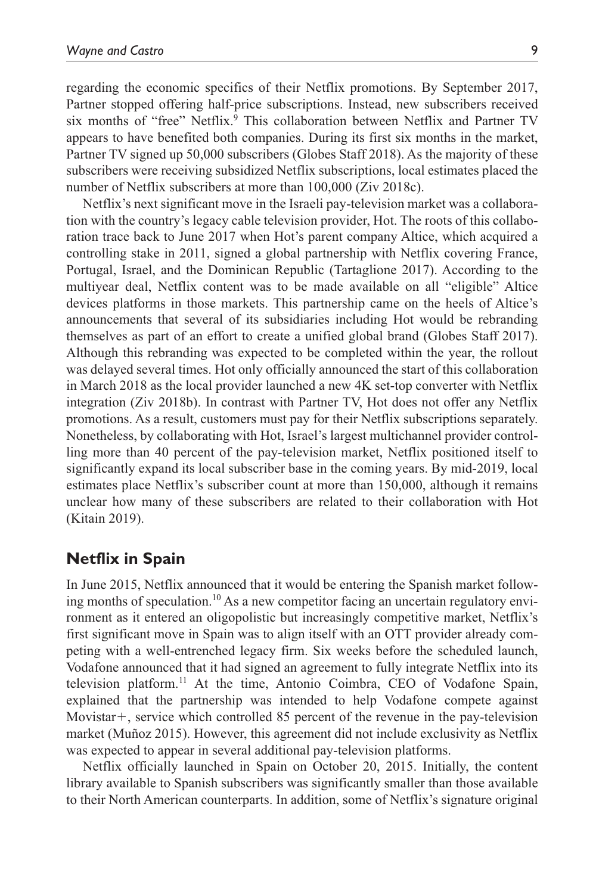regarding the economic specifics of their Netflix promotions. By September 2017, Partner stopped offering half-price subscriptions. Instead, new subscribers received six months of "free" Netflix.[9] This collaboration between Netflix and Partner TV appears to have benefited both companies. During its first six months in the market, Partner TV signed up 50,000 subscribers (Globes Staff 2018). As the majority of these subscribers were receiving subsidized Netflix subscriptions, local estimates placed the number of Netflix subscribers at more than 100,000 (Ziv 2018c).

Netflix's next significant move in the Israeli pay-television market was a collaboration with the country's legacy cable television provider, Hot. The roots of this collaboration trace back to June 2017 when Hot's parent company Altice, which acquired a controlling stake in 2011, signed a global partnership with Netflix covering France, Portugal, Israel, and the Dominican Republic (Tartaglione 2017). According to the multiyear deal, Netflix content was to be made available on all "eligible" Altice devices platforms in those markets. This partnership came on the heels of Altice's announcements that several of its subsidiaries including Hot would be rebranding themselves as part of an effort to create a unified global brand (Globes Staff 2017). Although this rebranding was expected to be completed within the year, the rollout was delayed several times. Hot only officially announced the start of this collaboration in March 2018 as the local provider launched a new 4K set-top converter with Netflix integration (Ziv 2018b). In contrast with Partner TV, Hot does not offer any Netflix promotions. As a result, customers must pay for their Netflix subscriptions separately. Nonetheless, by collaborating with Hot, Israel's largest multichannel provider controlling more than 40 percent of the pay-television market, Netflix positioned itself to significantly expand its local subscriber base in the coming years. By mid-2019, local estimates place Netflix's subscriber count at more than 150,000, although it remains unclear how many of these subscribers are related to their collaboration with Hot (Kitain 2019).

## Netflix in Spain

In June 2015, Netflix announced that it would be entering the Spanish market following months of speculation.[10] As a new competitor facing an uncertain regulatory environment as it entered an oligopolistic but increasingly competitive market, Netflix's first significant move in Spain was to align itself with an OTT provider already competing with a well-entrenched legacy firm. Six weeks before the scheduled launch, Vodafone announced that it had signed an agreement to fully integrate Netflix into its television platform.[11] At the time, Antonio Coimbra, CEO of Vodafone Spain, explained that the partnership was intended to help Vodafone compete against Movistar+, service which controlled 85 percent of the revenue in the pay-television market (Muñoz 2015). However, this agreement did not include exclusivity as Netflix was expected to appear in several additional pay-television platforms.

Netflix officially launched in Spain on October 20, 2015. Initially, the content library available to Spanish subscribers was significantly smaller than those available to their North American counterparts. In addition, some of Netflix's signature original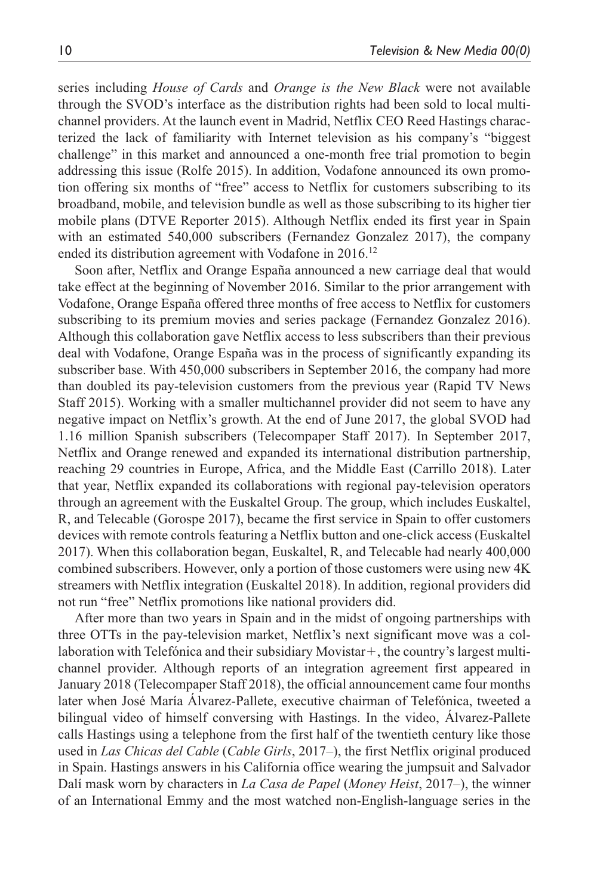series including *House of Cards* and *Orange is the New Black* were not available through the SVOD's interface as the distribution rights had been sold to local multichannel providers. At the launch event in Madrid, Netflix CEO Reed Hastings characterized the lack of familiarity with Internet television as his company's "biggest challenge" in this market and announced a one-month free trial promotion to begin addressing this issue (Rolfe 2015). In addition, Vodafone announced its own promotion offering six months of "free" access to Netflix for customers subscribing to its broadband, mobile, and television bundle as well as those subscribing to its higher tier mobile plans (DTVE Reporter 2015). Although Netflix ended its first year in Spain with an estimated 540,000 subscribers (Fernandez Gonzalez 2017), the company ended its distribution agreement with Vodafone in 2016.[12]

Soon after, Netflix and Orange España announced a new carriage deal that would take effect at the beginning of November 2016. Similar to the prior arrangement with Vodafone, Orange España offered three months of free access to Netflix for customers subscribing to its premium movies and series package (Fernandez Gonzalez 2016). Although this collaboration gave Netflix access to less subscribers than their previous deal with Vodafone, Orange España was in the process of significantly expanding its subscriber base. With 450,000 subscribers in September 2016, the company had more than doubled its pay-television customers from the previous year (Rapid TV News Staff 2015). Working with a smaller multichannel provider did not seem to have any negative impact on Netflix's growth. At the end of June 2017, the global SVOD had 1.16 million Spanish subscribers (Telecompaper Staff 2017). In September 2017, Netflix and Orange renewed and expanded its international distribution partnership, reaching 29 countries in Europe, Africa, and the Middle East (Carrillo 2018). Later that year, Netflix expanded its collaborations with regional pay-television operators through an agreement with the Euskaltel Group. The group, which includes Euskaltel, R, and Telecable (Gorospe 2017), became the first service in Spain to offer customers devices with remote controls featuring a Netflix button and one-click access (Euskaltel 2017). When this collaboration began, Euskaltel, R, and Telecable had nearly 400,000 combined subscribers. However, only a portion of those customers were using new 4K streamers with Netflix integration (Euskaltel 2018). In addition, regional providers did not run "free" Netflix promotions like national providers did.

After more than two years in Spain and in the midst of ongoing partnerships with three OTTs in the pay-television market, Netflix's next significant move was a collaboration with Telefónica and their subsidiary Movistar+, the country's largest multichannel provider. Although reports of an integration agreement first appeared in January 2018 (Telecompaper Staff 2018), the official announcement came four months later when José María Álvarez-Pallete, executive chairman of Telefónica, tweeted a bilingual video of himself conversing with Hastings. In the video, Álvarez-Pallete calls Hastings using a telephone from the first half of the twentieth century like those used in *Las Chicas del Cable* (*Cable Girls*, 2017–), the first Netflix original produced in Spain. Hastings answers in his California office wearing the jumpsuit and Salvador Dalí mask worn by characters in *La Casa de Papel* (*Money Heist*, 2017–), the winner of an International Emmy and the most watched non-English-language series in the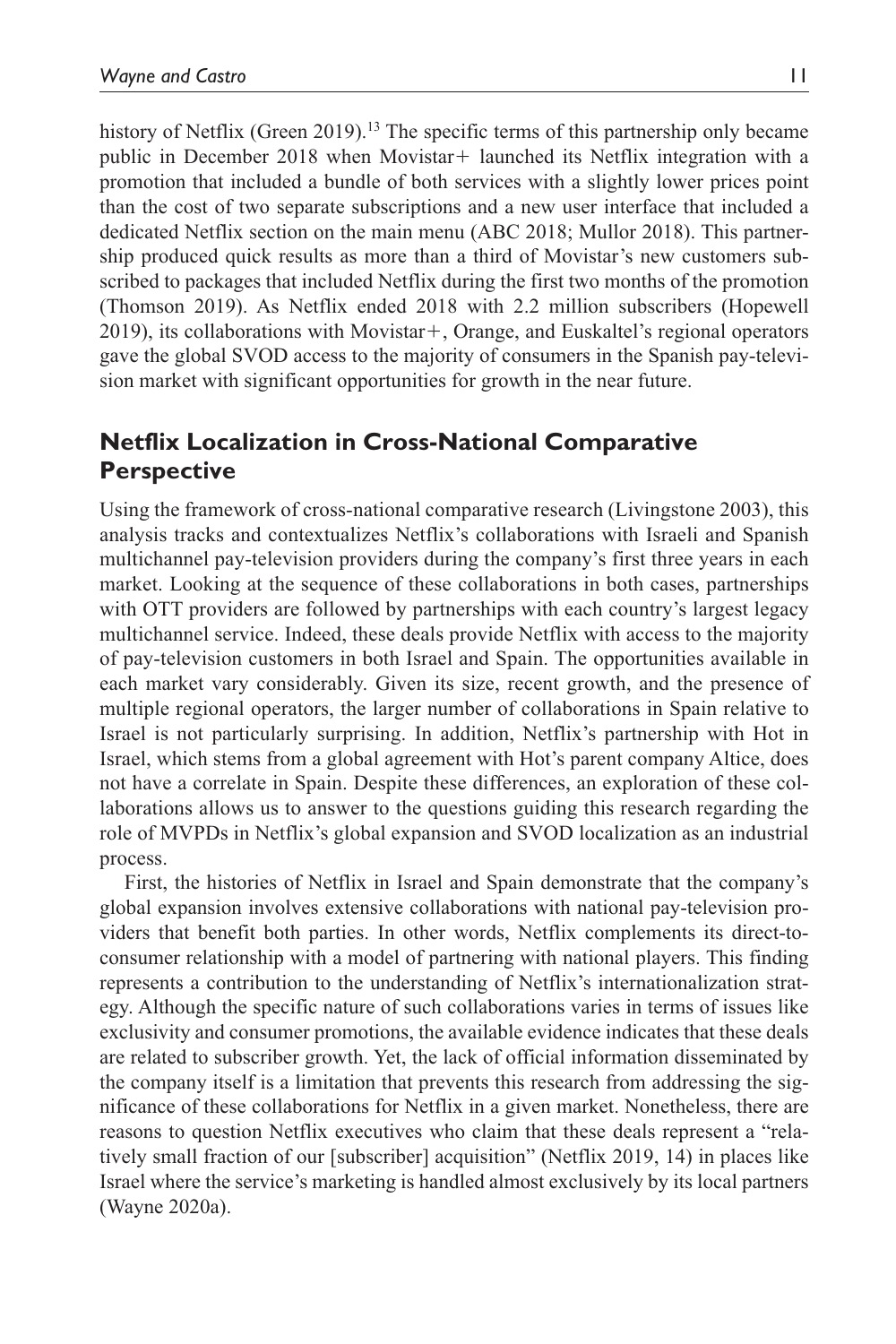history of Netflix (Green 2019).[13] The specific terms of this partnership only became public in December 2018 when Movistar+ launched its Netflix integration with a promotion that included a bundle of both services with a slightly lower prices point than the cost of two separate subscriptions and a new user interface that included a dedicated Netflix section on the main menu (ABC 2018; Mullor 2018). This partnership produced quick results as more than a third of Movistar's new customers subscribed to packages that included Netflix during the first two months of the promotion (Thomson 2019). As Netflix ended 2018 with 2.2 million subscribers (Hopewell 2019), its collaborations with Movistar+, Orange, and Euskaltel's regional operators gave the global SVOD access to the majority of consumers in the Spanish pay-television market with significant opportunities for growth in the near future.

## Netflix Localization in Cross-National Comparative Perspective

Using the framework of cross-national comparative research (Livingstone 2003), this analysis tracks and contextualizes Netflix's collaborations with Israeli and Spanish multichannel pay-television providers during the company's first three years in each market. Looking at the sequence of these collaborations in both cases, partnerships with OTT providers are followed by partnerships with each country's largest legacy multichannel service. Indeed, these deals provide Netflix with access to the majority of pay-television customers in both Israel and Spain. The opportunities available in each market vary considerably. Given its size, recent growth, and the presence of multiple regional operators, the larger number of collaborations in Spain relative to Israel is not particularly surprising. In addition, Netflix's partnership with Hot in Israel, which stems from a global agreement with Hot's parent company Altice, does not have a correlate in Spain. Despite these differences, an exploration of these collaborations allows us to answer to the questions guiding this research regarding the role of MVPDs in Netflix's global expansion and SVOD localization as an industrial process.

First, the histories of Netflix in Israel and Spain demonstrate that the company's global expansion involves extensive collaborations with national pay-television providers that benefit both parties. In other words, Netflix complements its direct-to-consumer relationship with a model of partnering with national players. This finding represents a contribution to the understanding of Netflix's internationalization strategy. Although the specific nature of such collaborations varies in terms of issues like exclusivity and consumer promotions, the available evidence indicates that these deals are related to subscriber growth. Yet, the lack of official information disseminated by the company itself is a limitation that prevents this research from addressing the significance of these collaborations for Netflix in a given market. Nonetheless, there are reasons to question Netflix executives who claim that these deals represent a "relatively small fraction of our [subscriber] acquisition" (Netflix 2019, 14) in places like Israel where the service's marketing is handled almost exclusively by its local partners (Wayne 2020a).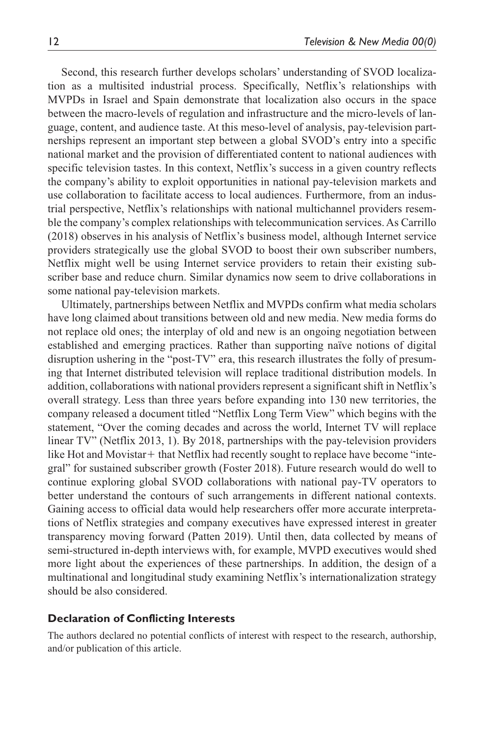Second, this research further develops scholars' understanding of SVOD localization as a multisited industrial process. Specifically, Netflix's relationships with MVPDs in Israel and Spain demonstrate that localization also occurs in the space between the macro-levels of regulation and infrastructure and the micro-levels of language, content, and audience taste. At this meso-level of analysis, pay-television partnerships represent an important step between a global SVOD's entry into a specific national market and the provision of differentiated content to national audiences with specific television tastes. In this context, Netflix's success in a given country reflects the company's ability to exploit opportunities in national pay-television markets and use collaboration to facilitate access to local audiences. Furthermore, from an industrial perspective, Netflix's relationships with national multichannel providers resemble the company's complex relationships with telecommunication services. As Carrillo (2018) observes in his analysis of Netflix's business model, although Internet service providers strategically use the global SVOD to boost their own subscriber numbers, Netflix might well be using Internet service providers to retain their existing subscriber base and reduce churn. Similar dynamics now seem to drive collaborations in some national pay-television markets.

Ultimately, partnerships between Netflix and MVPDs confirm what media scholars have long claimed about transitions between old and new media. New media forms do not replace old ones; the interplay of old and new is an ongoing negotiation between established and emerging practices. Rather than supporting naïve notions of digital disruption ushering in the "post-TV" era, this research illustrates the folly of presuming that Internet distributed television will replace traditional distribution models. In addition, collaborations with national providers represent a significant shift in Netflix's overall strategy. Less than three years before expanding into 130 new territories, the company released a document titled "Netflix Long Term View" which begins with the statement, "Over the coming decades and across the world, Internet TV will replace linear TV" (Netflix 2013, 1). By 2018, partnerships with the pay-television providers like Hot and Movistar+ that Netflix had recently sought to replace have become "integral" for sustained subscriber growth (Foster 2018). Future research would do well to continue exploring global SVOD collaborations with national pay-TV operators to better understand the contours of such arrangements in different national contexts. Gaining access to official data would help researchers offer more accurate interpretations of Netflix strategies and company executives have expressed interest in greater transparency moving forward (Patten 2019). Until then, data collected by means of semi-structured in-depth interviews with, for example, MVPD executives would shed more light about the experiences of these partnerships. In addition, the design of a multinational and longitudinal study examining Netflix's internationalization strategy should be also considered.

## Declaration of Conflicting Interests

The authors declared no potential conflicts of interest with respect to the research, authorship, and/or publication of this article.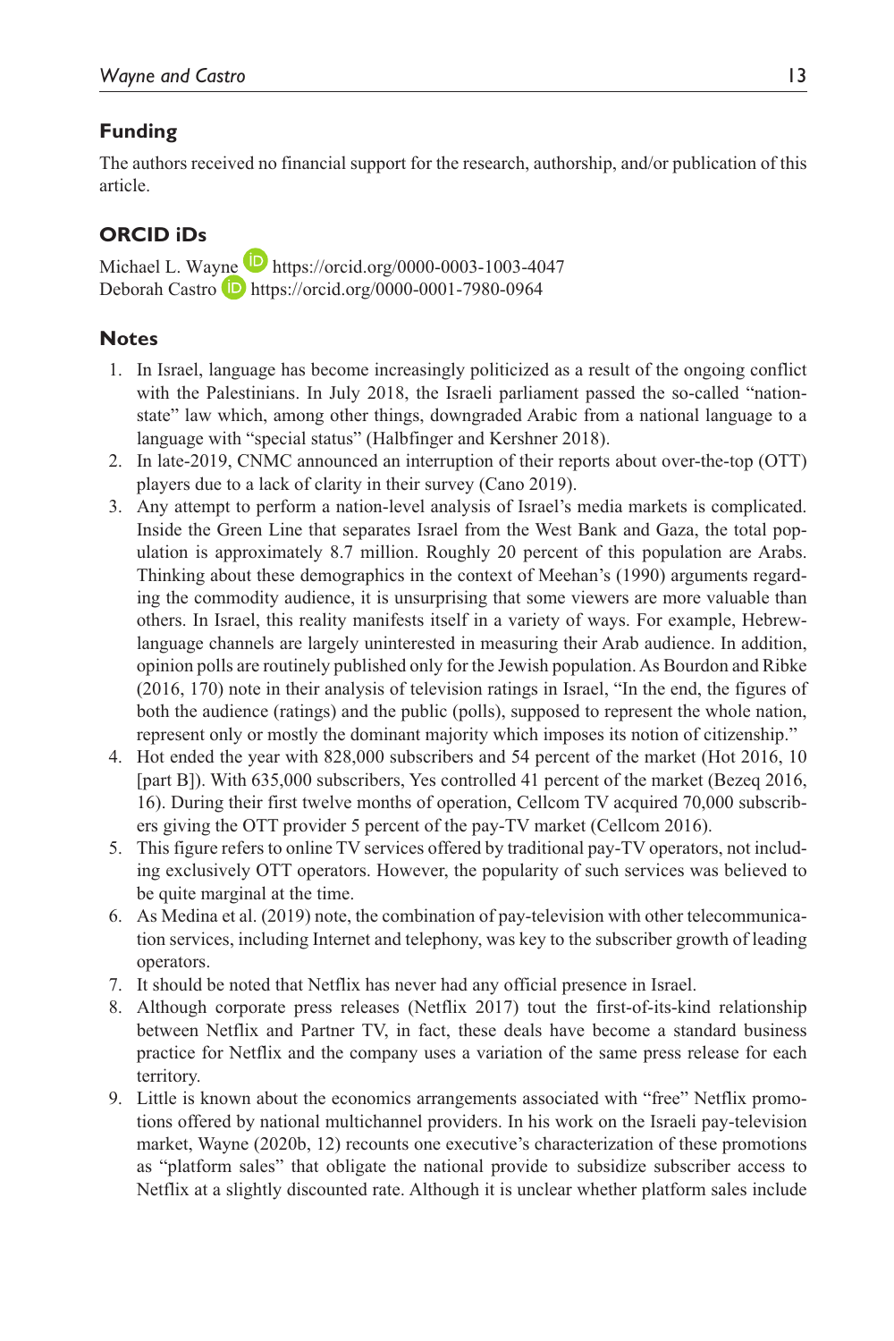## Funding

The authors received no financial support for the research, authorship, and/or publication of this article.

## ORCID iDs

Michael L. Wayne https://orcid.org/0000-0003-1003-4047
Deborah Castro https://orcid.org/0000-0001-7980-0964

## Notes

1. In Israel, language has become increasingly politicized as a result of the ongoing conflict with the Palestinians. In July 2018, the Israeli parliament passed the so-called "nation-state" law which, among other things, downgraded Arabic from a national language to a language with "special status" (Halbfinger and Kershner 2018).
2. In late-2019, CNMC announced an interruption of their reports about over-the-top (OTT) players due to a lack of clarity in their survey (Cano 2019).
3. Any attempt to perform a nation-level analysis of Israel's media markets is complicated. Inside the Green Line that separates Israel from the West Bank and Gaza, the total population is approximately 8.7 million. Roughly 20 percent of this population are Arabs. Thinking about these demographics in the context of Meehan's (1990) arguments regarding the commodity audience, it is unsurprising that some viewers are more valuable than others. In Israel, this reality manifests itself in a variety of ways. For example, Hebrew-language channels are largely uninterested in measuring their Arab audience. In addition, opinion polls are routinely published only for the Jewish population. As Bourdon and Ribke (2016, 170) note in their analysis of television ratings in Israel, "In the end, the figures of both the audience (ratings) and the public (polls), supposed to represent the whole nation, represent only or mostly the dominant majority which imposes its notion of citizenship."
4. Hot ended the year with 828,000 subscribers and 54 percent of the market (Hot 2016, 10 [part B]). With 635,000 subscribers, Yes controlled 41 percent of the market (Bezeq 2016, 16). During their first twelve months of operation, Cellcom TV acquired 70,000 subscribers giving the OTT provider 5 percent of the pay-TV market (Cellcom 2016).
5. This figure refers to online TV services offered by traditional pay-TV operators, not including exclusively OTT operators. However, the popularity of such services was believed to be quite marginal at the time.
6. As Medina et al. (2019) note, the combination of pay-television with other telecommunication services, including Internet and telephony, was key to the subscriber growth of leading operators.
7. It should be noted that Netflix has never had any official presence in Israel.
8. Although corporate press releases (Netflix 2017) tout the first-of-its-kind relationship between Netflix and Partner TV, in fact, these deals have become a standard business practice for Netflix and the company uses a variation of the same press release for each territory.
9. Little is known about the economics arrangements associated with "free" Netflix promotions offered by national multichannel providers. In his work on the Israeli pay-television market, Wayne (2020b, 12) recounts one executive's characterization of these promotions as "platform sales" that obligate the national provide to subsidize subscriber access to Netflix at a slightly discounted rate. Although it is unclear whether platform sales include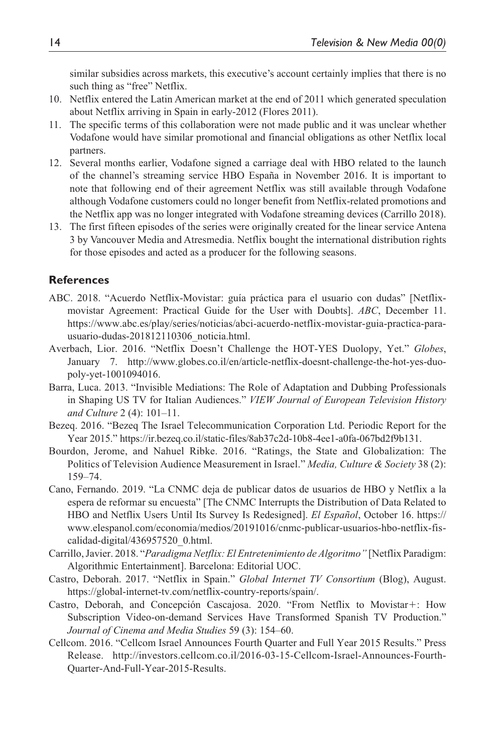similar subsidies across markets, this executive's account certainly implies that there is no such thing as "free" Netflix.

10. Netflix entered the Latin American market at the end of 2011 which generated speculation about Netflix arriving in Spain in early-2012 (Flores 2011).
11. The specific terms of this collaboration were not made public and it was unclear whether Vodafone would have similar promotional and financial obligations as other Netflix local partners.
12. Several months earlier, Vodafone signed a carriage deal with HBO related to the launch of the channel's streaming service HBO España in November 2016. It is important to note that following end of their agreement Netflix was still available through Vodafone although Vodafone customers could no longer benefit from Netflix-related promotions and the Netflix app was no longer integrated with Vodafone streaming devices (Carrillo 2018).
13. The first fifteen episodes of the series were originally created for the linear service Antena 3 by Vancouver Media and Atresmedia. Netflix bought the international distribution rights for those episodes and acted as a producer for the following seasons.

## References

ABC. 2018. "Acuerdo Netflix-Movistar: guía práctica para el usuario con dudas" [Netflix-movistar Agreement: Practical Guide for the User with Doubts]. *ABC*, December 11. https://www.abc.es/play/series/noticias/abci-acuerdo-netflix-movistar-guia-practica-para-usuario-dudas-201812110306_noticia.html.

Averbach, Lior. 2016. "Netflix Doesn't Challenge the HOT-YES Duolopy, Yet." *Globes*, January 7. http://www.globes.co.il/en/article-netflix-doesnt-challenge-the-hot-yes-duopoly-yet-1001094016.

Barra, Luca. 2013. "Invisible Mediations: The Role of Adaptation and Dubbing Professionals in Shaping US TV for Italian Audiences." *VIEW Journal of European Television History and Culture* 2 (4): 101–11.

Bezeq. 2016. "Bezeq The Israel Telecommunication Corporation Ltd. Periodic Report for the Year 2015." https://ir.bezeq.co.il/static-files/8ab37c2d-10b8-4ee1-a0fa-067bd2f9b131.

Bourdon, Jerome, and Nahuel Ribke. 2016. "Ratings, the State and Globalization: The Politics of Television Audience Measurement in Israel." *Media, Culture & Society* 38 (2): 159–74.

Cano, Fernando. 2019. "La CNMC deja de publicar datos de usuarios de HBO y Netflix a la espera de reformar su encuesta" [The CNMC Interrupts the Distribution of Data Related to HBO and Netflix Users Until Its Survey Is Redesigned]. *El Español*, October 16. https://www.elespanol.com/economia/medios/20191016/cnmc-publicar-usuarios-hbo-netflix-fiscalidad-digital/436957520_0.html.

Carrillo, Javier. 2018. "*Paradigma Netflix: El Entretenimiento de Algoritmo"* [Netflix Paradigm: Algorithmic Entertainment]. Barcelona: Editorial UOC.

Castro, Deborah. 2017. "Netflix in Spain." *Global Internet TV Consortium* (Blog), August. https://global-internet-tv.com/netflix-country-reports/spain/.

Castro, Deborah, and Concepción Cascajosa. 2020. "From Netflix to Movistar+: How Subscription Video-on-demand Services Have Transformed Spanish TV Production." *Journal of Cinema and Media Studies* 59 (3): 154–60.

Cellcom. 2016. "Cellcom Israel Announces Fourth Quarter and Full Year 2015 Results." Press Release. http://investors.cellcom.co.il/2016-03-15-Cellcom-Israel-Announces-Fourth-Quarter-And-Full-Year-2015-Results.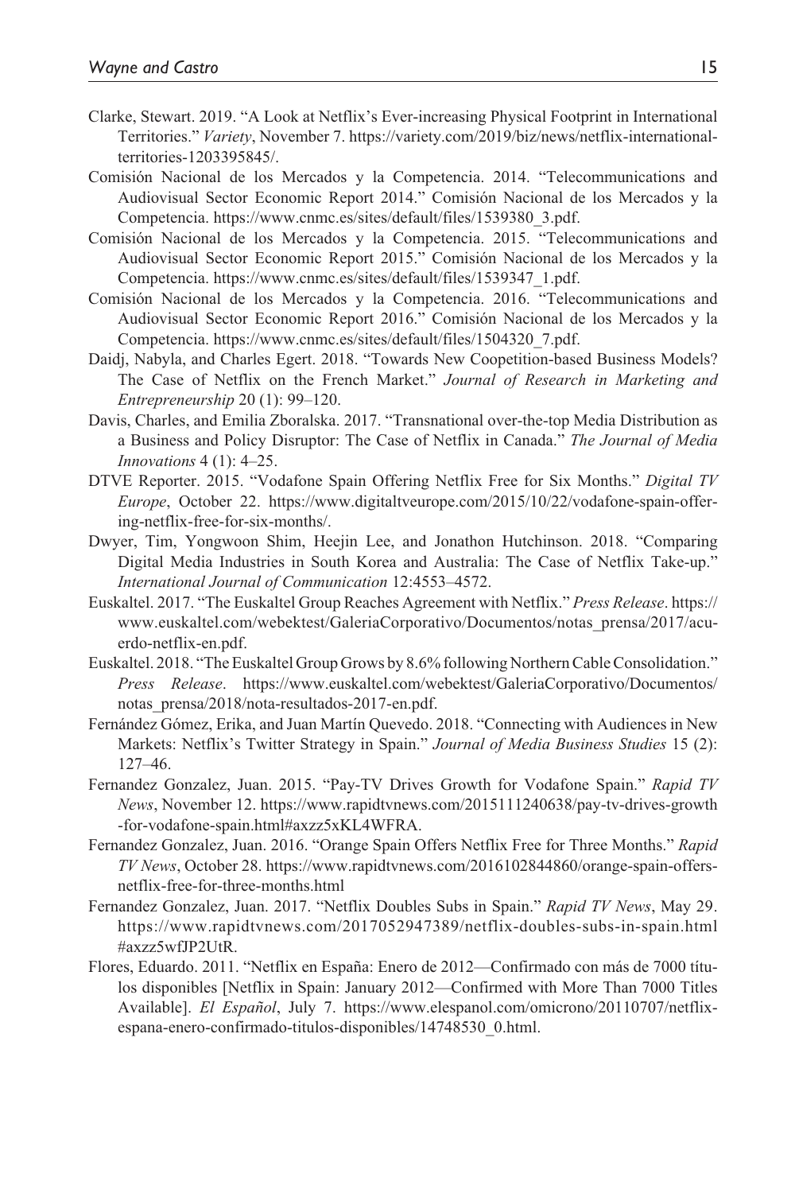Clarke, Stewart. 2019. "A Look at Netflix's Ever-increasing Physical Footprint in International Territories." *Variety*, November 7. https://variety.com/2019/biz/news/netflix-international-territories-1203395845/.

Comisión Nacional de los Mercados y la Competencia. 2014. "Telecommunications and Audiovisual Sector Economic Report 2014." Comisión Nacional de los Mercados y la Competencia. https://www.cnmc.es/sites/default/files/1539380_3.pdf.

Comisión Nacional de los Mercados y la Competencia. 2015. "Telecommunications and Audiovisual Sector Economic Report 2015." Comisión Nacional de los Mercados y la Competencia. https://www.cnmc.es/sites/default/files/1539347_1.pdf.

Comisión Nacional de los Mercados y la Competencia. 2016. "Telecommunications and Audiovisual Sector Economic Report 2016." Comisión Nacional de los Mercados y la Competencia. https://www.cnmc.es/sites/default/files/1504320_7.pdf.

Daidj, Nabyla, and Charles Egert. 2018. "Towards New Coopetition-based Business Models? The Case of Netflix on the French Market." *Journal of Research in Marketing and Entrepreneurship* 20 (1): 99–120.

Davis, Charles, and Emilia Zboralska. 2017. "Transnational over-the-top Media Distribution as a Business and Policy Disruptor: The Case of Netflix in Canada." *The Journal of Media Innovations* 4 (1): 4–25.

DTVE Reporter. 2015. "Vodafone Spain Offering Netflix Free for Six Months." *Digital TV Europe*, October 22. https://www.digitaltveurope.com/2015/10/22/vodafone-spain-offering-netflix-free-for-six-months/.

Dwyer, Tim, Yongwoon Shim, Heejin Lee, and Jonathon Hutchinson. 2018. "Comparing Digital Media Industries in South Korea and Australia: The Case of Netflix Take-up." *International Journal of Communication* 12:4553–4572.

Euskaltel. 2017. "The Euskaltel Group Reaches Agreement with Netflix." *Press Release*. https://www.euskaltel.com/webektest/GaleriaCorporativo/Documentos/notas_prensa/2017/acuerdo-netflix-en.pdf.

Euskaltel. 2018. "The Euskaltel Group Grows by 8.6% following Northern Cable Consolidation." *Press Release*. https://www.euskaltel.com/webektest/GaleriaCorporativo/Documentos/notas_prensa/2018/nota-resultados-2017-en.pdf.

Fernández Gómez, Erika, and Juan Martín Quevedo. 2018. "Connecting with Audiences in New Markets: Netflix's Twitter Strategy in Spain." *Journal of Media Business Studies* 15 (2): 127–46.

Fernandez Gonzalez, Juan. 2015. "Pay-TV Drives Growth for Vodafone Spain." *Rapid TV News*, November 12. https://www.rapidtvnews.com/2015111240638/pay-tv-drives-growth-for-vodafone-spain.html#axzz5xKL4WFRA.

Fernandez Gonzalez, Juan. 2016. "Orange Spain Offers Netflix Free for Three Months." *Rapid TV News*, October 28. https://www.rapidtvnews.com/2016102844860/orange-spain-offers-netflix-free-for-three-months.html

Fernandez Gonzalez, Juan. 2017. "Netflix Doubles Subs in Spain." *Rapid TV News*, May 29. https://www.rapidtvnews.com/2017052947389/netflix-doubles-subs-in-spain.html#axzz5wfJP2UtR.

Flores, Eduardo. 2011. "Netflix en España: Enero de 2012—Confirmado con más de 7000 títulos disponibles [Netflix in Spain: January 2012—Confirmed with More Than 7000 Titles Available]. *El Español*, July 7. https://www.elespanol.com/omicrono/20110707/netflix-espana-enero-confirmado-titulos-disponibles/14748530_0.html.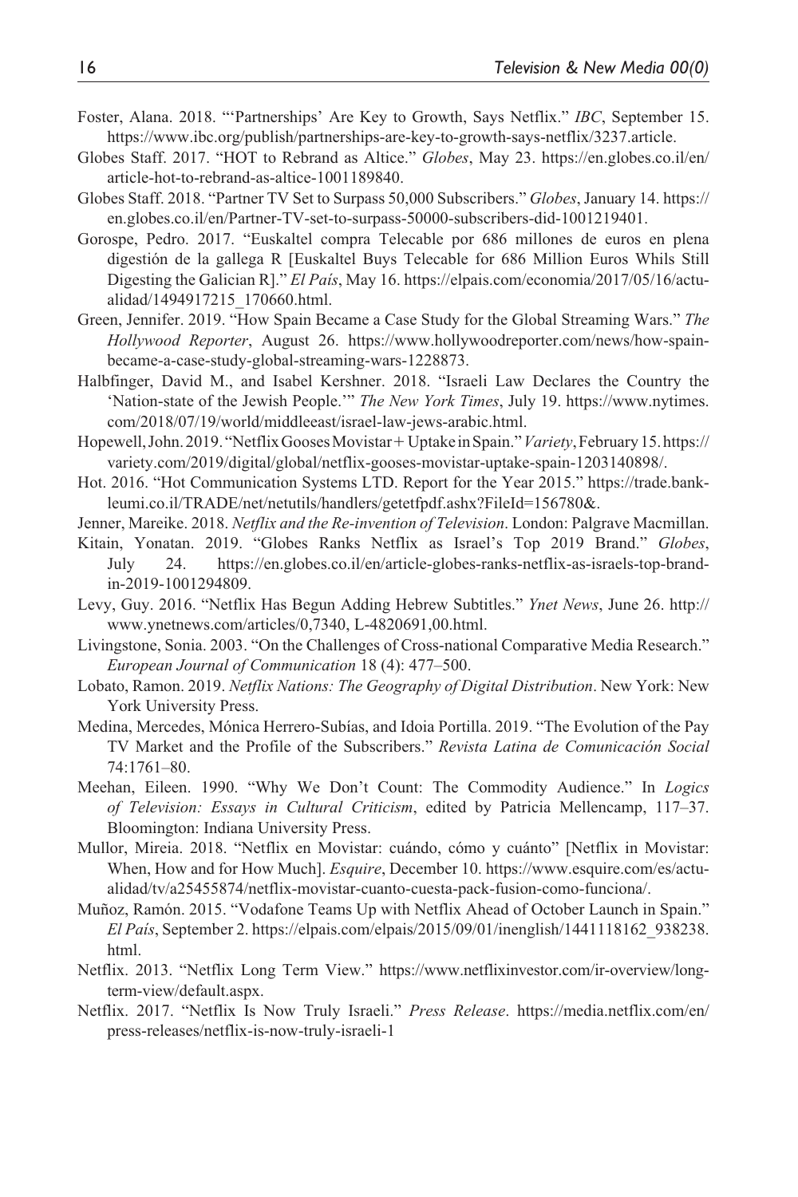Foster, Alana. 2018. "'Partnerships' Are Key to Growth, Says Netflix." *IBC*, September 15. https://www.ibc.org/publish/partnerships-are-key-to-growth-says-netflix/3237.article.

Globes Staff. 2017. "HOT to Rebrand as Altice." *Globes*, May 23. https://en.globes.co.il/en/article-hot-to-rebrand-as-altice-1001189840.

Globes Staff. 2018. "Partner TV Set to Surpass 50,000 Subscribers." *Globes*, January 14. https://en.globes.co.il/en/Partner-TV-set-to-surpass-50000-subscribers-did-1001219401.

Gorospe, Pedro. 2017. "Euskaltel compra Telecable por 686 millones de euros en plena digestión de la gallega R [Euskaltel Buys Telecable for 686 Million Euros Whils Still Digesting the Galician R]." *El País*, May 16. https://elpais.com/economia/2017/05/16/actualidad/1494917215_170660.html.

Green, Jennifer. 2019. "How Spain Became a Case Study for the Global Streaming Wars." *The Hollywood Reporter*, August 26. https://www.hollywoodreporter.com/news/how-spain-became-a-case-study-global-streaming-wars-1228873.

Halbfinger, David M., and Isabel Kershner. 2018. "Israeli Law Declares the Country the 'Nation-state of the Jewish People.'" *The New York Times*, July 19. https://www.nytimes.com/2018/07/19/world/middleeast/israel-law-jews-arabic.html.

Hopewell, John. 2019. "Netflix Gooses Movistar+ Uptake in Spain." *Variety*, February 15. https://variety.com/2019/digital/global/netflix-gooses-movistar-uptake-spain-1203140898/.

Hot. 2016. "Hot Communication Systems LTD. Report for the Year 2015." https://trade.bankleumi.co.il/TRADE/net/netutils/handlers/getetfpdf.ashx?FileId=156780&.

Jenner, Mareike. 2018. *Netflix and the Re-invention of Television*. London: Palgrave Macmillan.

Kitain, Yonatan. 2019. "Globes Ranks Netflix as Israel's Top 2019 Brand." *Globes*, July 24. https://en.globes.co.il/en/article-globes-ranks-netflix-as-israels-top-brand-in-2019-1001294809.

Levy, Guy. 2016. "Netflix Has Begun Adding Hebrew Subtitles." *Ynet News*, June 26. http://www.ynetnews.com/articles/0,7340, L-4820691,00.html.

Livingstone, Sonia. 2003. "On the Challenges of Cross-national Comparative Media Research." *European Journal of Communication* 18 (4): 477–500.

Lobato, Ramon. 2019. *Netflix Nations: The Geography of Digital Distribution*. New York: New York University Press.

Medina, Mercedes, Mónica Herrero-Subías, and Idoia Portilla. 2019. "The Evolution of the Pay TV Market and the Profile of the Subscribers." *Revista Latina de Comunicación Social* 74:1761–80.

Meehan, Eileen. 1990. "Why We Don't Count: The Commodity Audience." In *Logics of Television: Essays in Cultural Criticism*, edited by Patricia Mellencamp, 117–37. Bloomington: Indiana University Press.

Mullor, Mireia. 2018. "Netflix en Movistar: cuándo, cómo y cuánto" [Netflix in Movistar: When, How and for How Much]. *Esquire*, December 10. https://www.esquire.com/es/actualidad/tv/a25455874/netflix-movistar-cuanto-cuesta-pack-fusion-como-funciona/.

Muñoz, Ramón. 2015. "Vodafone Teams Up with Netflix Ahead of October Launch in Spain." *El País*, September 2. https://elpais.com/elpais/2015/09/01/inenglish/1441118162_938238.html.

Netflix. 2013. "Netflix Long Term View." https://www.netflixinvestor.com/ir-overview/long-term-view/default.aspx.

Netflix. 2017. "Netflix Is Now Truly Israeli." *Press Release*. https://media.netflix.com/en/press-releases/netflix-is-now-truly-israeli-1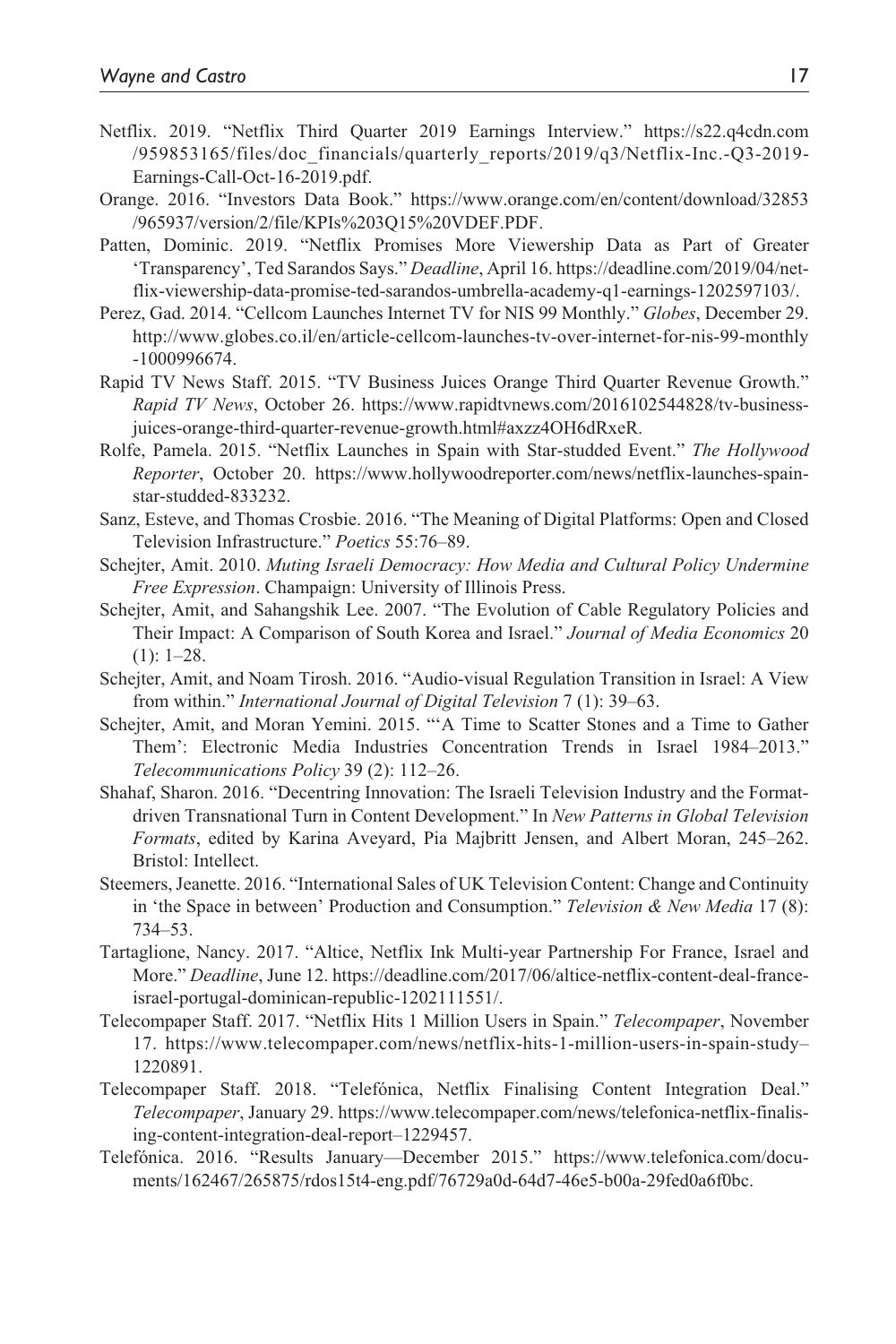Netflix. 2019. "Netflix Third Quarter 2019 Earnings Interview." https://s22.q4cdn.com/959853165/files/doc_financials/quarterly_reports/2019/q3/Netflix-Inc.-Q3-2019-Earnings-Call-Oct-16-2019.pdf.

Orange. 2016. "Investors Data Book." https://www.orange.com/en/content/download/32853/965937/version/2/file/KPIs%203Q15%20VDEF.PDF.

Patten, Dominic. 2019. "Netflix Promises More Viewership Data as Part of Greater 'Transparency', Ted Sarandos Says." *Deadline*, April 16. https://deadline.com/2019/04/netflix-viewership-data-promise-ted-sarandos-umbrella-academy-q1-earnings-1202597103/.

Perez, Gad. 2014. "Cellcom Launches Internet TV for NIS 99 Monthly." *Globes*, December 29. http://www.globes.co.il/en/article-cellcom-launches-tv-over-internet-for-nis-99-monthly-1000996674.

Rapid TV News Staff. 2015. "TV Business Juices Orange Third Quarter Revenue Growth." *Rapid TV News*, October 26. https://www.rapidtvnews.com/2016102544828/tv-business-juices-orange-third-quarter-revenue-growth.html#axzz4OH6dRxeR.

Rolfe, Pamela. 2015. "Netflix Launches in Spain with Star-studded Event." *The Hollywood Reporter*, October 20. https://www.hollywoodreporter.com/news/netflix-launches-spain-star-studded-833232.

Sanz, Esteve, and Thomas Crosbie. 2016. "The Meaning of Digital Platforms: Open and Closed Television Infrastructure." *Poetics* 55:76–89.

Schejter, Amit. 2010. *Muting Israeli Democracy: How Media and Cultural Policy Undermine Free Expression*. Champaign: University of Illinois Press.

Schejter, Amit, and Sahangshik Lee. 2007. "The Evolution of Cable Regulatory Policies and Their Impact: A Comparison of South Korea and Israel." *Journal of Media Economics* 20 (1): 1–28.

Schejter, Amit, and Noam Tirosh. 2016. "Audio-visual Regulation Transition in Israel: A View from within." *International Journal of Digital Television* 7 (1): 39–63.

Schejter, Amit, and Moran Yemini. 2015. "'A Time to Scatter Stones and a Time to Gather Them': Electronic Media Industries Concentration Trends in Israel 1984–2013." *Telecommunications Policy* 39 (2): 112–26.

Shahaf, Sharon. 2016. "Decentring Innovation: The Israeli Television Industry and the Format-driven Transnational Turn in Content Development." In *New Patterns in Global Television Formats*, edited by Karina Aveyard, Pia Majbritt Jensen, and Albert Moran, 245–262. Bristol: Intellect.

Steemers, Jeanette. 2016. "International Sales of UK Television Content: Change and Continuity in 'the Space in between' Production and Consumption." *Television & New Media* 17 (8): 734–53.

Tartaglione, Nancy. 2017. "Altice, Netflix Ink Multi-year Partnership For France, Israel and More." *Deadline*, June 12. https://deadline.com/2017/06/altice-netflix-content-deal-france-israel-portugal-dominican-republic-1202111551/.

Telecompaper Staff. 2017. "Netflix Hits 1 Million Users in Spain." *Telecompaper*, November 17. https://www.telecompaper.com/news/netflix-hits-1-million-users-in-spain-study–1220891.

Telecompaper Staff. 2018. "Telefónica, Netflix Finalising Content Integration Deal." *Telecompaper*, January 29. https://www.telecompaper.com/news/telefonica-netflix-finalising-content-integration-deal-report–1229457.

Telefónica. 2016. "Results January—December 2015." https://www.telefonica.com/documents/162467/265875/rdos15t4-eng.pdf/76729a0d-64d7-46e5-b00a-29fed0a6f0bc.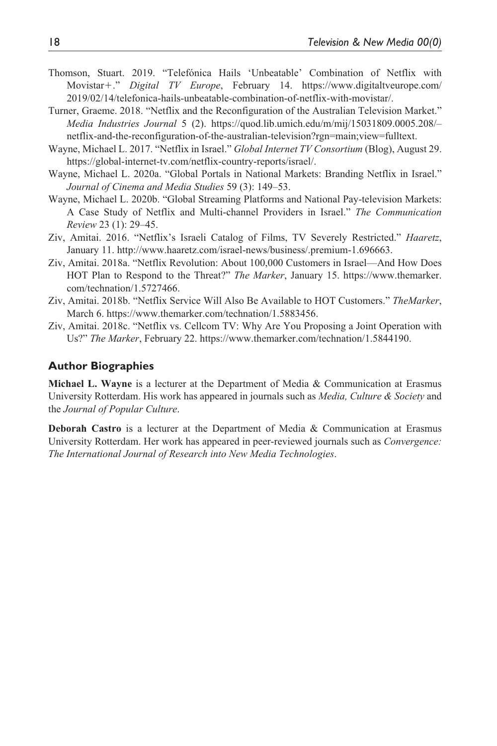Thomson, Stuart. 2019. "Telefónica Hails 'Unbeatable' Combination of Netflix with Movistar+." *Digital TV Europe*, February 14. https://www.digitaltveurope.com/2019/02/14/telefonica-hails-unbeatable-combination-of-netflix-with-movistar/.

Turner, Graeme. 2018. "Netflix and the Reconfiguration of the Australian Television Market." *Media Industries Journal* 5 (2). https://quod.lib.umich.edu/m/mij/15031809.0005.208/–netflix-and-the-reconfiguration-of-the-australian-television?rgn=main;view=fulltext.

Wayne, Michael L. 2017. "Netflix in Israel." *Global Internet TV Consortium* (Blog), August 29. https://global-internet-tv.com/netflix-country-reports/israel/.

Wayne, Michael L. 2020a. "Global Portals in National Markets: Branding Netflix in Israel." *Journal of Cinema and Media Studies* 59 (3): 149–53.

Wayne, Michael L. 2020b. "Global Streaming Platforms and National Pay-television Markets: A Case Study of Netflix and Multi-channel Providers in Israel." *The Communication Review* 23 (1): 29–45.

Ziv, Amitai. 2016. "Netflix's Israeli Catalog of Films, TV Severely Restricted." *Haaretz*, January 11. http://www.haaretz.com/israel-news/business/.premium-1.696663.

Ziv, Amitai. 2018a. "Netflix Revolution: About 100,000 Customers in Israel—And How Does HOT Plan to Respond to the Threat?" *The Marker*, January 15. https://www.themarker.com/technation/1.5727466.

Ziv, Amitai. 2018b. "Netflix Service Will Also Be Available to HOT Customers." *TheMarker*, March 6. https://www.themarker.com/technation/1.5883456.

Ziv, Amitai. 2018c. "Netflix vs. Cellcom TV: Why Are You Proposing a Joint Operation with Us?" *The Marker*, February 22. https://www.themarker.com/technation/1.5844190.

## Author Biographies

**Michael L. Wayne** is a lecturer at the Department of Media & Communication at Erasmus University Rotterdam. His work has appeared in journals such as *Media, Culture & Society* and the *Journal of Popular Culture*.

**Deborah Castro** is a lecturer at the Department of Media & Communication at Erasmus University Rotterdam. Her work has appeared in peer-reviewed journals such as *Convergence: The International Journal of Research into New Media Technologies*.